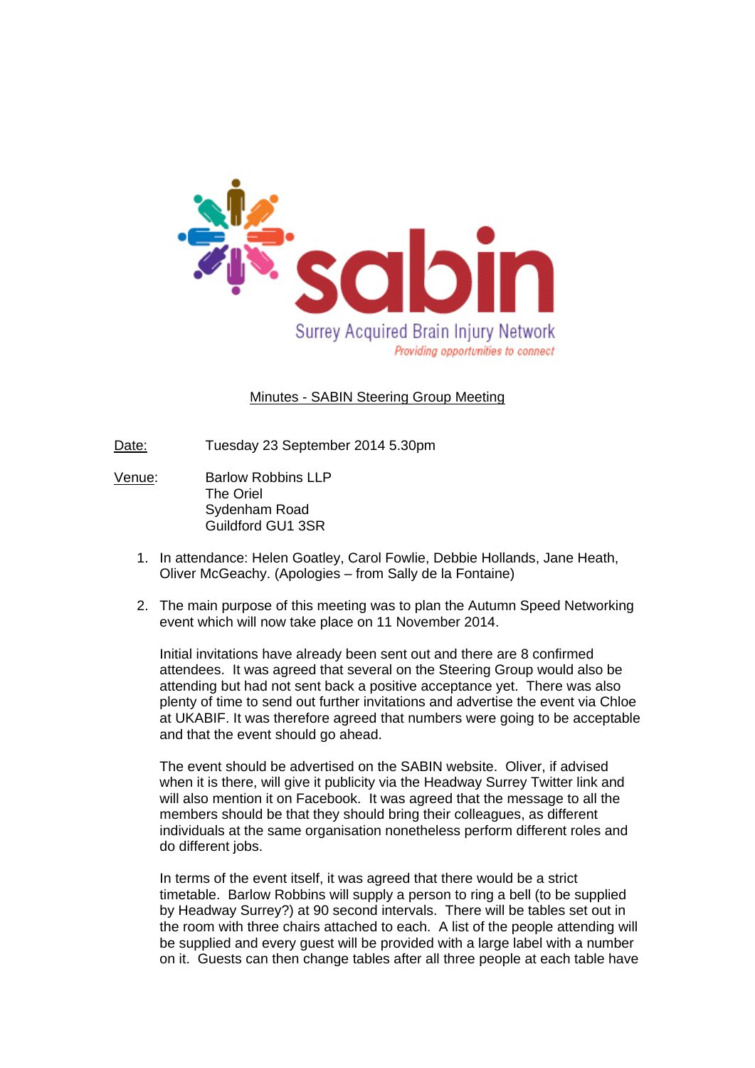sabin

Surrey Acquired Brain Injury Network

*Providing opportunities to connect*

## Minutes - SABIN Steering Group Meeting

Date: Tuesday 23 September 2014 5.30pm

Venue: Barlow Robbins LLP
The Oriel
Sydenham Road
Guildford GU1 3SR

1. In attendance: Helen Goatley, Carol Fowlie, Debbie Hollands, Jane Heath, Oliver McGeachy. (Apologies – from Sally de la Fontaine)

2. The main purpose of this meeting was to plan the Autumn Speed Networking event which will now take place on 11 November 2014.

   Initial invitations have already been sent out and there are 8 confirmed attendees. It was agreed that several on the Steering Group would also be attending but had not sent back a positive acceptance yet. There was also plenty of time to send out further invitations and advertise the event via Chloe at UKABIF. It was therefore agreed that numbers were going to be acceptable and that the event should go ahead.

   The event should be advertised on the SABIN website. Oliver, if advised when it is there, will give it publicity via the Headway Surrey Twitter link and will also mention it on Facebook. It was agreed that the message to all the members should be that they should bring their colleagues, as different individuals at the same organisation nonetheless perform different roles and do different jobs.

   In terms of the event itself, it was agreed that there would be a strict timetable. Barlow Robbins will supply a person to ring a bell (to be supplied by Headway Surrey?) at 90 second intervals. There will be tables set out in the room with three chairs attached to each. A list of the people attending will be supplied and every guest will be provided with a large label with a number on it. Guests can then change tables after all three people at each table have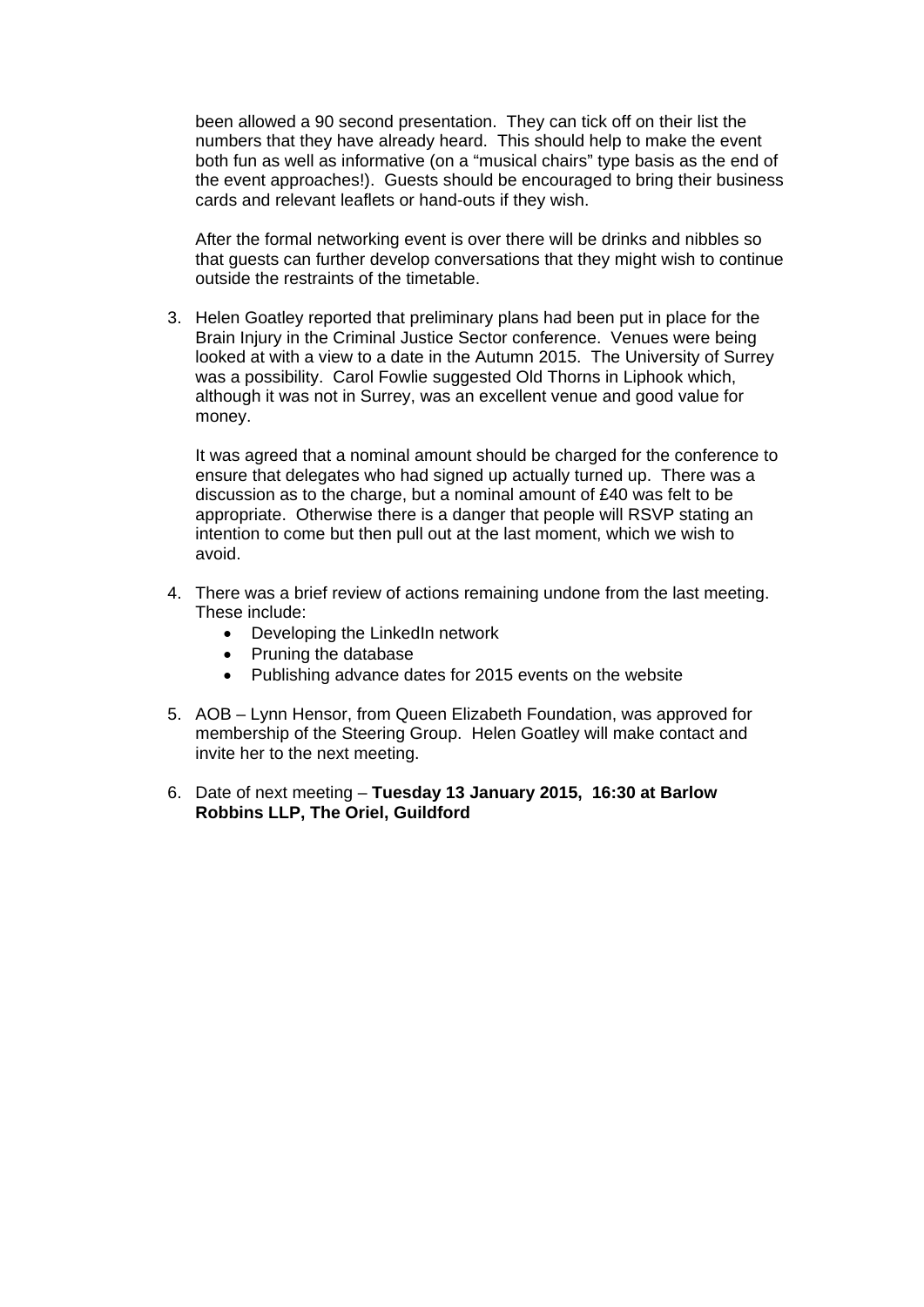been allowed a 90 second presentation. They can tick off on their list the numbers that they have already heard. This should help to make the event both fun as well as informative (on a "musical chairs" type basis as the end of the event approaches!). Guests should be encouraged to bring their business cards and relevant leaflets or hand-outs if they wish.

After the formal networking event is over there will be drinks and nibbles so that guests can further develop conversations that they might wish to continue outside the restraints of the timetable.

3. Helen Goatley reported that preliminary plans had been put in place for the Brain Injury in the Criminal Justice Sector conference. Venues were being looked at with a view to a date in the Autumn 2015. The University of Surrey was a possibility. Carol Fowlie suggested Old Thorns in Liphook which, although it was not in Surrey, was an excellent venue and good value for money.

   It was agreed that a nominal amount should be charged for the conference to ensure that delegates who had signed up actually turned up. There was a discussion as to the charge, but a nominal amount of £40 was felt to be appropriate. Otherwise there is a danger that people will RSVP stating an intention to come but then pull out at the last moment, which we wish to avoid.

4. There was a brief review of actions remaining undone from the last meeting. These include:
   - Developing the LinkedIn network
   - Pruning the database
   - Publishing advance dates for 2015 events on the website

5. AOB – Lynn Hensor, from Queen Elizabeth Foundation, was approved for membership of the Steering Group. Helen Goatley will make contact and invite her to the next meeting.

6. Date of next meeting – **Tuesday 13 January 2015, 16:30 at Barlow Robbins LLP, The Oriel, Guildford**